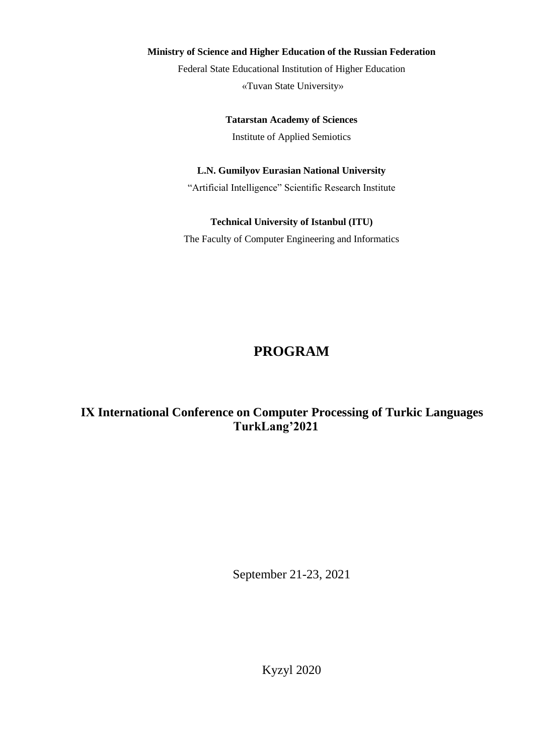**Ministry of Science and Higher Education of the Russian Federation**

Federal State Educational Institution of Higher Education

«Tuvan State University»

**Tatarstan Academy of Sciences**

Institute of Applied Semiotics

**L.N. Gumilyov Eurasian National University**

"Artificial Intelligence" Scientific Research Institute

**Technical University of Istanbul (ITU)**

The Faculty of Computer Engineering and Informatics

# PROGRAM

## IX International Conference on Computer Processing of Turkic Languages TurkLang'2021

September 21-23, 2021

Kyzyl 2020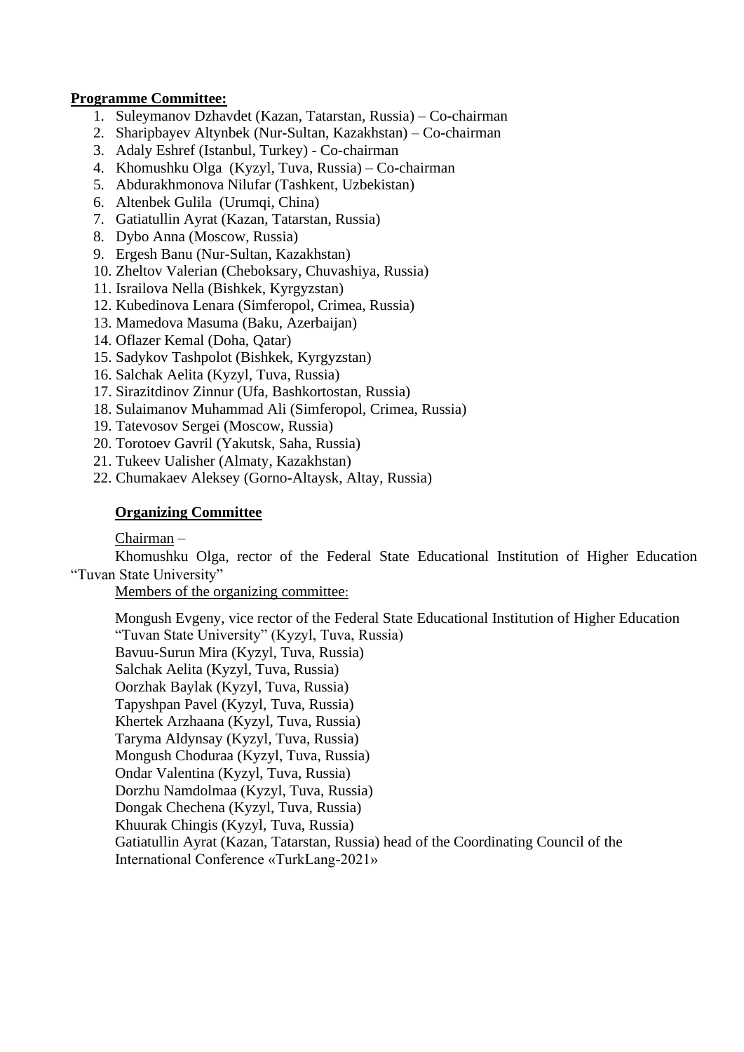**Programme Committee:**

1. Suleymanov Dzhavdet (Kazan, Tatarstan, Russia) – Co-chairman
2. Sharipbayev Altynbek (Nur-Sultan, Kazakhstan) – Co-chairman
3. Adaly Eshref (Istanbul, Turkey) - Co-chairman
4. Khomushku Olga (Kyzyl, Tuva, Russia) – Co-chairman
5. Abdurakhmonova Nilufar (Tashkent, Uzbekistan)
6. Altenbek Gulila (Urumqi, China)
7. Gatiatullin Ayrat (Kazan, Tatarstan, Russia)
8. Dybo Anna (Moscow, Russia)
9. Ergesh Banu (Nur-Sultan, Kazakhstan)
10. Zheltov Valerian (Cheboksary, Chuvashiya, Russia)
11. Israilova Nella (Bishkek, Kyrgyzstan)
12. Kubedinova Lenara (Simferopol, Crimea, Russia)
13. Mamedova Masuma (Baku, Azerbaijan)
14. Oflazer Kemal (Doha, Qatar)
15. Sadykov Tashpolot (Bishkek, Kyrgyzstan)
16. Salchak Aelita (Kyzyl, Tuva, Russia)
17. Sirazitdinov Zinnur (Ufa, Bashkortostan, Russia)
18. Sulaimanov Muhammad Ali (Simferopol, Crimea, Russia)
19. Tatevosov Sergei (Moscow, Russia)
20. Torotoev Gavril (Yakutsk, Saha, Russia)
21. Tukeev Ualisher (Almaty, Kazakhstan)
22. Chumakaev Aleksey (Gorno-Altaysk, Altay, Russia)

**Organizing Committee**

Chairman –

Khomushku Olga, rector of the Federal State Educational Institution of Higher Education "Tuvan State University"

Members of the organizing committee:

Mongush Evgeny, vice rector of the Federal State Educational Institution of Higher Education "Tuvan State University" (Kyzyl, Tuva, Russia)
Bavuu-Surun Mira (Kyzyl, Tuva, Russia)
Salchak Aelita (Kyzyl, Tuva, Russia)
Oorzhak Baylak (Kyzyl, Tuva, Russia)
Tapyshpan Pavel (Kyzyl, Tuva, Russia)
Khertek Arzhaana (Kyzyl, Tuva, Russia)
Taryma Aldynsay (Kyzyl, Tuva, Russia)
Mongush Choduraa (Kyzyl, Tuva, Russia)
Ondar Valentina (Kyzyl, Tuva, Russia)
Dorzhu Namdolmaa (Kyzyl, Tuva, Russia)
Dongak Chechena (Kyzyl, Tuva, Russia)
Khuurak Chingis (Kyzyl, Tuva, Russia)
Gatiatullin Ayrat (Kazan, Tatarstan, Russia) head of the Coordinating Council of the International Conference «TurkLang-2021»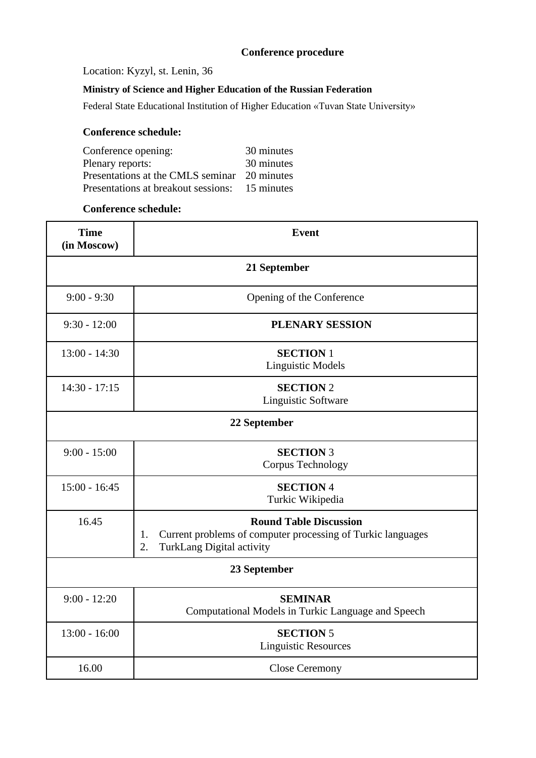## Conference procedure

Location: Kyzyl, st. Lenin, 36

**Ministry of Science and Higher Education of the Russian Federation**

Federal State Educational Institution of Higher Education «Tuvan State University»

**Conference schedule:**

| | |
|---|---|
| Conference opening: | 30 minutes |
| Plenary reports: | 30 minutes |
| Presentations at the CMLS seminar | 20 minutes |
| Presentations at breakout sessions: | 15 minutes |

**Conference schedule:**

| **Time (in Moscow)** | **Event** |
|---|---|
| **21 September** | |
| 9:00 - 9:30 | Opening of the Conference |
| 9:30 - 12:00 | **PLENARY SESSION** |
| 13:00 - 14:30 | **SECTION** 1 Linguistic Models |
| 14:30 - 17:15 | **SECTION** 2 Linguistic Software |
| **22 September** | |
| 9:00 - 15:00 | **SECTION** 3 Corpus Technology |
| 15:00 - 16:45 | **SECTION** 4 Turkic Wikipedia |
| 16.45 | **Round Table Discussion** 1. Current problems of computer processing of Turkic languages 2. TurkLang Digital activity |
| **23 September** | |
| 9:00 - 12:20 | **SEMINAR** Computational Models in Turkic Language and Speech |
| 13:00 - 16:00 | **SECTION** 5 Linguistic Resources |
| 16.00 | Close Ceremony |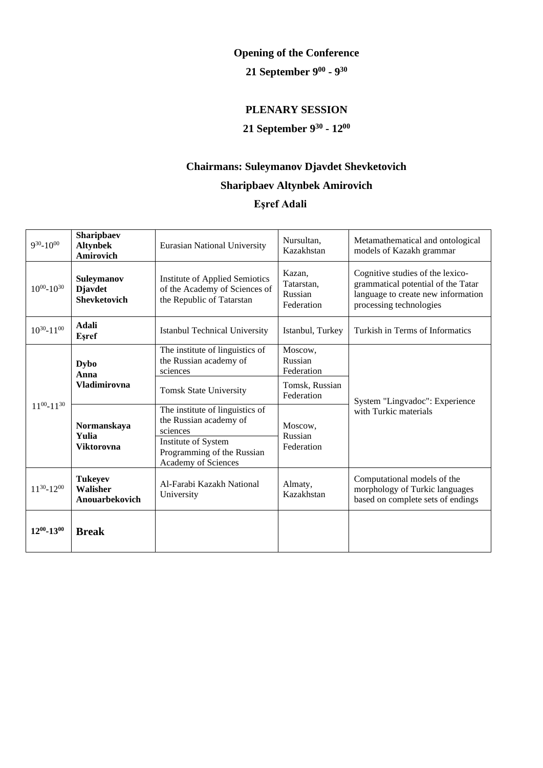**Opening of the Conference**

**21 September $9^{00}$ - $9^{30}$**

## PLENARY SESSION

**21 September $9^{30}$ - $12^{00}$**

**Chairmans: Suleymanov Djavdet Shevketovich**

**Sharipbaev Altynbek Amirovich**

**Eşref Adali**

| | | | | |
|---|---|---|---|---|
| $9^{30}$-$10^{00}$ | **Sharipbaev Altynbek Amirovich** | Eurasian National University | Nursultan, Kazakhstan | Metamathematical and ontological models of Kazakh grammar |
| $10^{00}$-$10^{30}$ | **Suleymanov Djavdet Shevketovich** | Institute of Applied Semiotics of the Academy of Sciences of the Republic of Tatarstan | Kazan, Tatarstan, Russian Federation | Cognitive studies of the lexico-grammatical potential of the Tatar language to create new information processing technologies |
| $10^{30}$-$11^{00}$ | **Adali Eşref** | Istanbul Technical University | Istanbul, Turkey | Turkish in Terms of Informatics |
| $11^{00}$-$11^{30}$ | **Dybo Anna Vladimirovna** | The institute of linguistics of the Russian academy of sciences | Moscow, Russian Federation | System "Lingvadoc": Experience with Turkic materials |
| | | Tomsk State University | Tomsk, Russian Federation | |
| | **Normanskaya Yulia Viktorovna** | The institute of linguistics of the Russian academy of sciences | Moscow, Russian Federation | |
| | | Institute of System Programming of the Russian Academy of Sciences | | |
| $11^{30}$-$12^{00}$ | **Tukeyev Walisher Anouarbekovich** | Al-Farabi Kazakh National University | Almaty, Kazakhstan | Computational models of the morphology of Turkic languages based on complete sets of endings |
| **$12^{00}$-$13^{00}$** | **Break** | | | |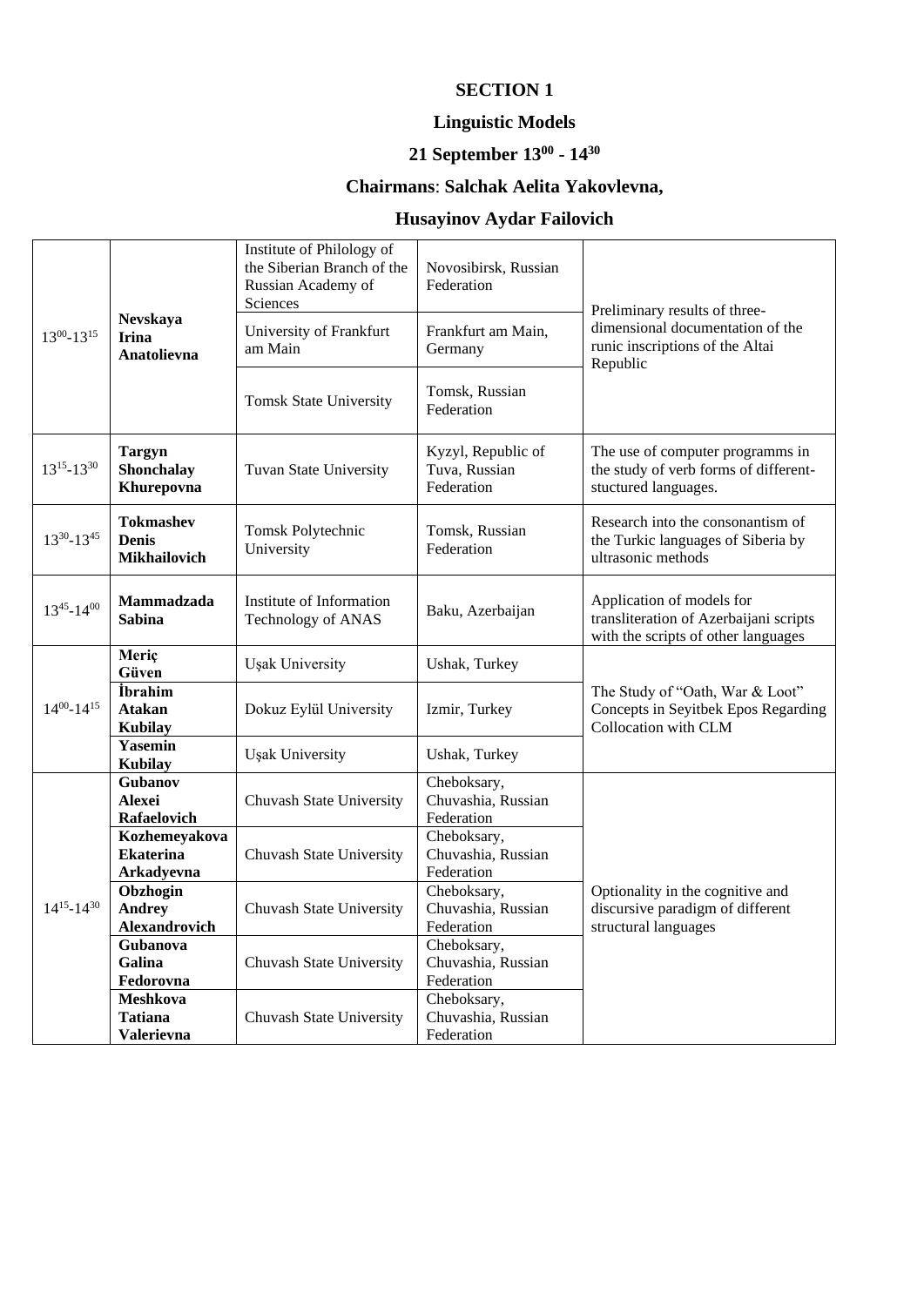**SECTION 1**

**Linguistic Models**

**21 September 13[00] - 14[30]**

**Chairmans**: **Salchak Aelita Yakovlevna,**

**Husayinov Aydar Failovich**

| | | | | |
|---|---|---|---|---|
| 13[00]-13[15] | **Nevskaya Irina Anatolievna** | Institute of Philology of the Siberian Branch of the Russian Academy of Sciences | Novosibirsk, Russian Federation | Preliminary results of three-dimensional documentation of the runic inscriptions of the Altai Republic |
| | | University of Frankfurt am Main | Frankfurt am Main, Germany | |
| | | Tomsk State University | Tomsk, Russian Federation | |
| 13[15]-13[30] | **Targyn Shonchalay Khurepovna** | Tuvan State University | Kyzyl, Republic of Tuva, Russian Federation | The use of computer programms in the study of verb forms of different-stuctured languages. |
| 13[30]-13[45] | **Tokmashev Denis Mikhailovich** | Tomsk Polytechnic University | Tomsk, Russian Federation | Research into the consonantism of the Turkic languages of Siberia by ultrasonic methods |
| 13[45]-14[00] | **Mammadzada Sabina** | Institute of Information Technology of ANAS | Baku, Azerbaijan | Application of models for transliteration of Azerbaijani scripts with the scripts of other languages |
| 14[00]-14[15] | **Meriç Güven** | Uşak University | Ushak, Turkey | The Study of "Oath, War & Loot" Concepts in Seyitbek Epos Regarding Collocation with CLM |
| | **İbrahim Atakan Kubilay** | Dokuz Eylül University | Izmir, Turkey | |
| | **Yasemin Kubilay** | Uşak University | Ushak, Turkey | |
| 14[15]-14[30] | **Gubanov Alexei Rafaelovich** | Chuvash State University | Cheboksary, Chuvashia, Russian Federation | Optionality in the cognitive and discursive paradigm of different structural languages |
| | **Kozhemeyakova Ekaterina Arkadyevna** | Chuvash State University | Cheboksary, Chuvashia, Russian Federation | |
| | **Obzhogin Andrey Alexandrovich** | Chuvash State University | Cheboksary, Chuvashia, Russian Federation | |
| | **Gubanova Galina Fedorovna** | Chuvash State University | Cheboksary, Chuvashia, Russian Federation | |
| | **Meshkova Tatiana Valerievna** | Chuvash State University | Cheboksary, Chuvashia, Russian Federation | |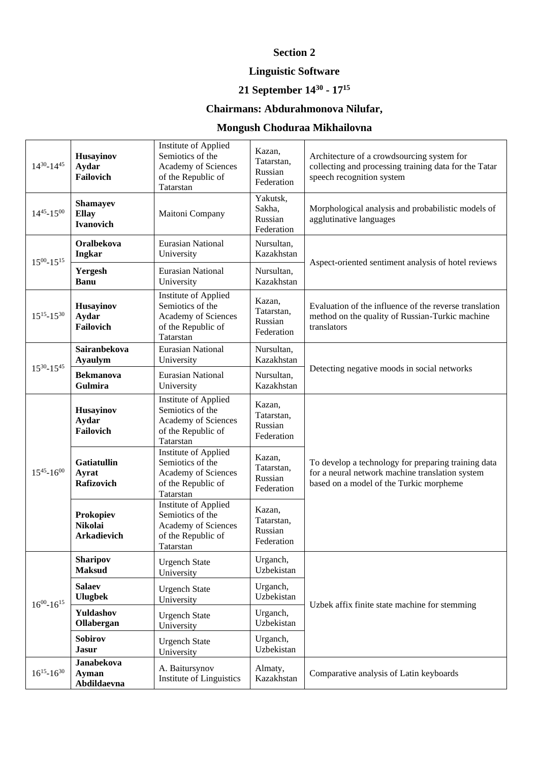## Section 2

## Linguistic Software

### 21 September $14^{30}$ - $17^{15}$

### Chairmans: Abdurahmonova Nilufar,

### Mongush Choduraa Mikhailovna

| Time | Name | Organization | Location | Title |
|---|---|---|---|---|
| $14^{30}$-$14^{45}$ | **Husayinov Aydar Failovich** | Institute of Applied Semiotics of the Academy of Sciences of the Republic of Tatarstan | Kazan, Tatarstan, Russian Federation | Architecture of a crowdsourcing system for collecting and processing training data for the Tatar speech recognition system |
| $14^{45}$-$15^{00}$ | **Shamayev Ellay Ivanovich** | Maitoni Company | Yakutsk, Sakha, Russian Federation | Morphological analysis and probabilistic models of agglutinative languages |
| $15^{00}$-$15^{15}$ | **Oralbekova Ingkar** | Eurasian National University | Nursultan, Kazakhstan | Aspect-oriented sentiment analysis of hotel reviews |
| | **Yergesh Banu** | Eurasian National University | Nursultan, Kazakhstan | |
| $15^{15}$-$15^{30}$ | **Husayinov Aydar Failovich** | Institute of Applied Semiotics of the Academy of Sciences of the Republic of Tatarstan | Kazan, Tatarstan, Russian Federation | Evaluation of the influence of the reverse translation method on the quality of Russian-Turkic machine translators |
| $15^{30}$-$15^{45}$ | **Sairanbekova Ayaulym** | Eurasian National University | Nursultan, Kazakhstan | Detecting negative moods in social networks |
| | **Bekmanova Gulmira** | Eurasian National University | Nursultan, Kazakhstan | |
| $15^{45}$-$16^{00}$ | **Husayinov Aydar Failovich** | Institute of Applied Semiotics of the Academy of Sciences of the Republic of Tatarstan | Kazan, Tatarstan, Russian Federation | To develop a technology for preparing training data for a neural network machine translation system based on a model of the Turkic morpheme |
| | **Gatiatullin Ayrat Rafizovich** | Institute of Applied Semiotics of the Academy of Sciences of the Republic of Tatarstan | Kazan, Tatarstan, Russian Federation | |
| | **Prokopiev Nikolai Arkadievich** | Institute of Applied Semiotics of the Academy of Sciences of the Republic of Tatarstan | Kazan, Tatarstan, Russian Federation | |
| $16^{00}$-$16^{15}$ | **Sharipov Maksud** | Urgench State University | Urganch, Uzbekistan | Uzbek affix finite state machine for stemming |
| | **Salaev Ulugbek** | Urgench State University | Urganch, Uzbekistan | |
| | **Yuldashov Ollabergan** | Urgench State University | Urganch, Uzbekistan | |
| | **Sobirov Jasur** | Urgench State University | Urganch, Uzbekistan | |
| $16^{15}$-$16^{30}$ | **Janabekova Ayman Abdildaevna** | A. Baitursynov Institute of Linguistics | Almaty, Kazakhstan | Comparative analysis of Latin keyboards |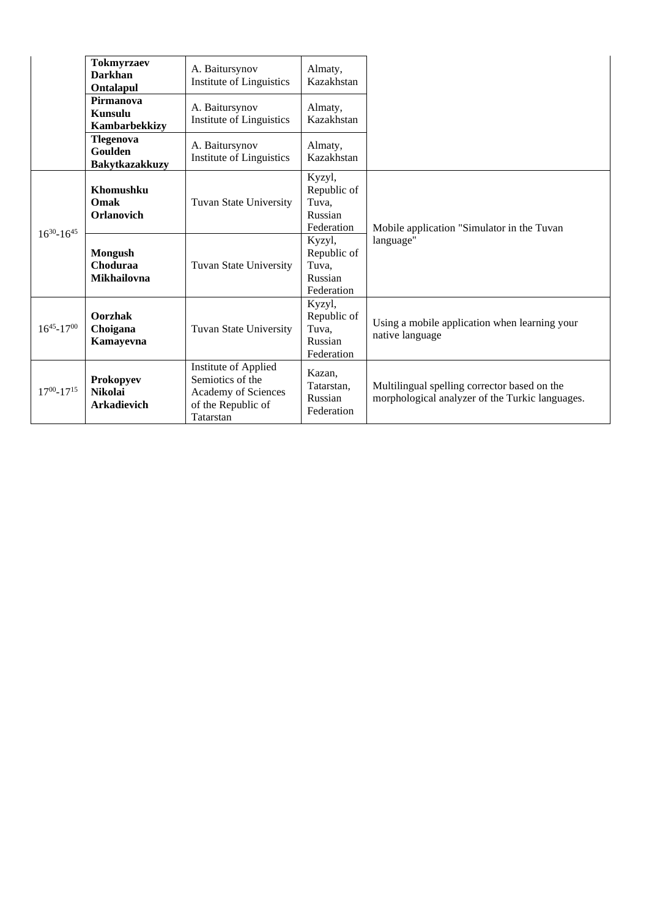| | | | | |
|---|---|---|---|---|
| | **Tokmyrzaev Darkhan Ontalapul** | A. Baitursynov Institute of Linguistics | Almaty, Kazakhstan | |
| | **Pirmanova Kunsulu Kambarbekkizy** | A. Baitursynov Institute of Linguistics | Almaty, Kazakhstan | |
| | **Tlegenova Goulden Bakytkazakkuzy** | A. Baitursynov Institute of Linguistics | Almaty, Kazakhstan | |
| $16^{30}$-$16^{45}$ | **Khomushku Omak Orlanovich** | Tuvan State University | Kyzyl, Republic of Tuva, Russian Federation | Mobile application "Simulator in the Tuvan language" |
| | **Mongush Choduraa Mikhailovna** | Tuvan State University | Kyzyl, Republic of Tuva, Russian Federation | |
| $16^{45}$-$17^{00}$ | **Oorzhak Choigana Kamayevna** | Tuvan State University | Kyzyl, Republic of Tuva, Russian Federation | Using a mobile application when learning your native language |
| $17^{00}$-$17^{15}$ | **Prokopyev Nikolai Arkadievich** | Institute of Applied Semiotics of the Academy of Sciences of the Republic of Tatarstan | Kazan, Tatarstan, Russian Federation | Multilingual spelling corrector based on the morphological analyzer of the Turkic languages. |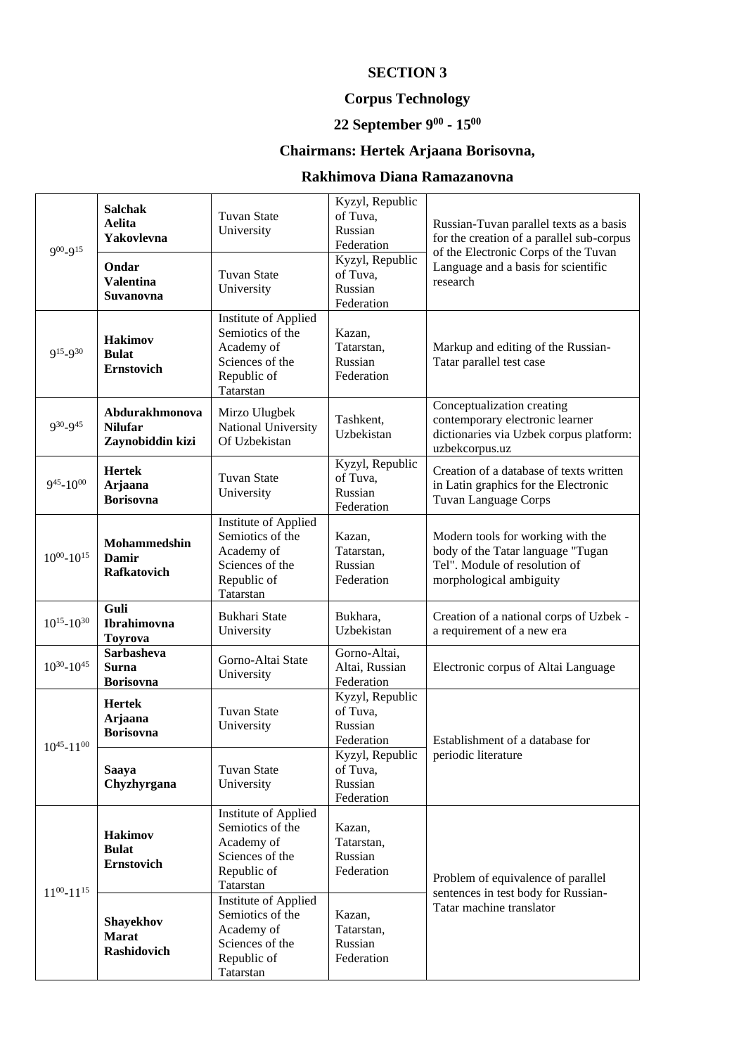**SECTION 3**

**Corpus Technology**

**22 September $9^{00}$ - $15^{00}$**

**Chairmans: Hertek Arjaana Borisovna,**

**Rakhimova Diana Ramazanovna**

| Time | Speaker | Organization | Location | Topic |
|---|---|---|---|---|
| $9^{00}$-$9^{15}$ | **Salchak Aelita Yakovlevna** | Tuvan State University | Kyzyl, Republic of Tuva, Russian Federation | Russian-Tuvan parallel texts as a basis for the creation of a parallel sub-corpus of the Electronic Corps of the Tuvan Language and a basis for scientific research |
| | **Ondar Valentina Suvanovna** | Tuvan State University | Kyzyl, Republic of Tuva, Russian Federation | |
| $9^{15}$-$9^{30}$ | **Hakimov Bulat Ernstovich** | Institute of Applied Semiotics of the Academy of Sciences of the Republic of Tatarstan | Kazan, Tatarstan, Russian Federation | Markup and editing of the Russian-Tatar parallel test case |
| $9^{30}$-$9^{45}$ | **Abdurakhmonova Nilufar Zaynobiddin kizi** | Mirzo Ulugbek National University Of Uzbekistan | Tashkent, Uzbekistan | Conceptualization creating contemporary electronic learner dictionaries via Uzbek corpus platform: uzbekcorpus.uz |
| $9^{45}$-$10^{00}$ | **Hertek Arjaana Borisovna** | Tuvan State University | Kyzyl, Republic of Tuva, Russian Federation | Creation of a database of texts written in Latin graphics for the Electronic Tuvan Language Corps |
| $10^{00}$-$10^{15}$ | **Mohammedshin Damir Rafkatovich** | Institute of Applied Semiotics of the Academy of Sciences of the Republic of Tatarstan | Kazan, Tatarstan, Russian Federation | Modern tools for working with the body of the Tatar language "Tugan Tel". Module of resolution of morphological ambiguity |
| $10^{15}$-$10^{30}$ | **Guli Ibrahimovna Toyrova** | Bukhari State University | Bukhara, Uzbekistan | Creation of a national corps of Uzbek - a requirement of a new era |
| $10^{30}$-$10^{45}$ | **Sarbasheva Surna Borisovna** | Gorno-Altai State University | Gorno-Altai, Altai, Russian Federation | Electronic corpus of Altai Language |
| $10^{45}$-$11^{00}$ | **Hertek Arjaana Borisovna** | Tuvan State University | Kyzyl, Republic of Tuva, Russian Federation | Establishment of a database for periodic literature |
| | **Saaya Chyzhyrgana** | Tuvan State University | Kyzyl, Republic of Tuva, Russian Federation | |
| $11^{00}$-$11^{15}$ | **Hakimov Bulat Ernstovich** | Institute of Applied Semiotics of the Academy of Sciences of the Republic of Tatarstan | Kazan, Tatarstan, Russian Federation | Problem of equivalence of parallel sentences in test body for Russian-Tatar machine translator |
| | **Shayekhov Marat Rashidovich** | Institute of Applied Semiotics of the Academy of Sciences of the Republic of Tatarstan | Kazan, Tatarstan, Russian Federation | |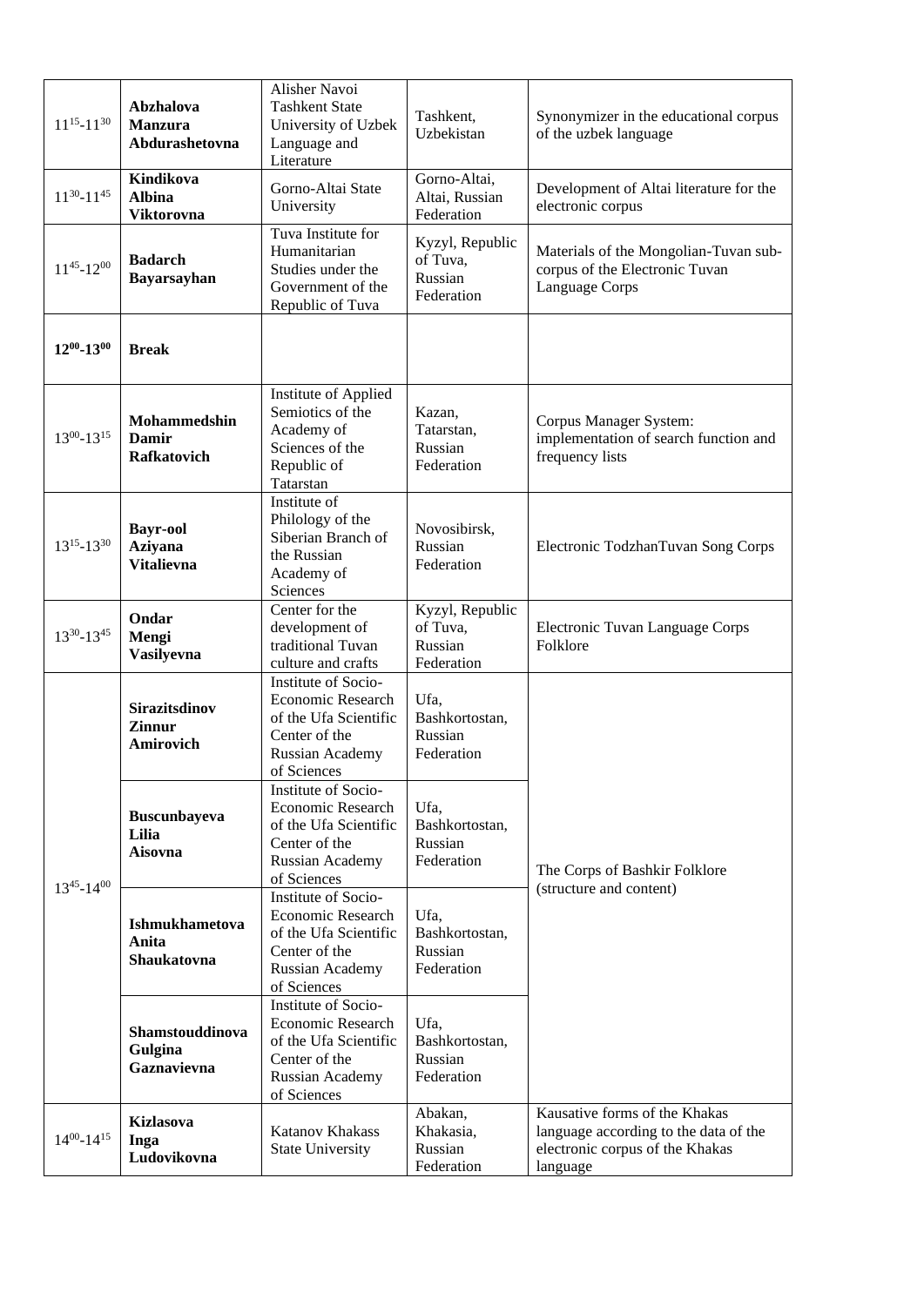| | | | | |
|---|---|---|---|---|
| $11^{15}$-$11^{30}$ | **Abzhalova Manzura Abdurashetovna** | Alisher Navoi Tashkent State University of Uzbek Language and Literature | Tashkent, Uzbekistan | Synonymizer in the educational corpus of the uzbek language |
| $11^{30}$-$11^{45}$ | **Kindikova Albina Viktorovna** | Gorno-Altai State University | Gorno-Altai, Altai, Russian Federation | Development of Altai literature for the electronic corpus |
| $11^{45}$-$12^{00}$ | **Badarch Bayarsayhan** | Tuva Institute for Humanitarian Studies under the Government of the Republic of Tuva | Kyzyl, Republic of Tuva, Russian Federation | Materials of the Mongolian-Tuvan sub-corpus of the Electronic Tuvan Language Corps |
| **$12^{00}$-$13^{00}$** | **Break** | | | |
| $13^{00}$-$13^{15}$ | **Mohammedshin Damir Rafkatovich** | Institute of Applied Semiotics of the Academy of Sciences of the Republic of Tatarstan | Kazan, Tatarstan, Russian Federation | Corpus Manager System: implementation of search function and frequency lists |
| $13^{15}$-$13^{30}$ | **Bayr-ool Aziyana Vitalievna** | Institute of Philology of the Siberian Branch of the Russian Academy of Sciences | Novosibirsk, Russian Federation | Electronic TodzhanTuvan Song Corps |
| $13^{30}$-$13^{45}$ | **Ondar Mengi Vasilyevna** | Center for the development of traditional Tuvan culture and crafts | Kyzyl, Republic of Tuva, Russian Federation | Electronic Tuvan Language Corps Folklore |
| $13^{45}$-$14^{00}$ | **Sirazitsdinov Zinnur Amirovich** | Institute of Socio-Economic Research of the Ufa Scientific Center of the Russian Academy of Sciences | Ufa, Bashkortostan, Russian Federation | The Corps of Bashkir Folklore (structure and content) |
| | **Buscunbayeva Lilia Aisovna** | Institute of Socio-Economic Research of the Ufa Scientific Center of the Russian Academy of Sciences | Ufa, Bashkortostan, Russian Federation | |
| | **Ishmukhametova Anita Shaukatovna** | Institute of Socio-Economic Research of the Ufa Scientific Center of the Russian Academy of Sciences | Ufa, Bashkortostan, Russian Federation | |
| | **Shamstouddinova Gulgina Gaznavievna** | Institute of Socio-Economic Research of the Ufa Scientific Center of the Russian Academy of Sciences | Ufa, Bashkortostan, Russian Federation | |
| $14^{00}$-$14^{15}$ | **Kizlasova Inga Ludovikovna** | Katanov Khakass State University | Abakan, Khakasia, Russian Federation | Kausative forms of the Khakas language according to the data of the electronic corpus of the Khakas language |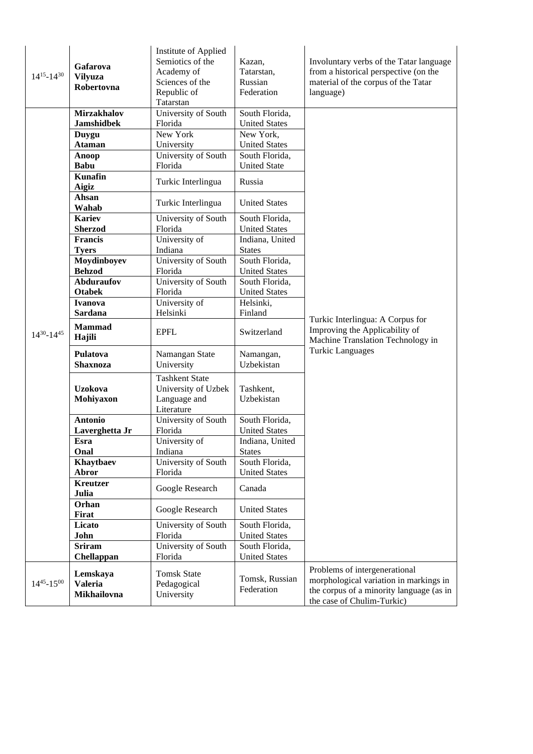| | | | | |
|---|---|---|---|---|
| $14^{15}$-$14^{30}$ | **Gafarova Vilyuza Robertovna** | Institute of Applied Semiotics of the Academy of Sciences of the Republic of Tatarstan | Kazan, Tatarstan, Russian Federation | Involuntary verbs of the Tatar language from a historical perspective (on the material of the corpus of the Tatar language) |
| $14^{30}$-$14^{45}$ | **Mirzakhalov Jamshidbek** | University of South Florida | South Florida, United States | Turkic Interlingua: A Corpus for Improving the Applicability of Machine Translation Technology in Turkic Languages |
| | **Duygu Ataman** | New York University | New York, United States | |
| | **Anoop Babu** | University of South Florida | South Florida, United State | |
| | **Kunafin Aigiz** | Turkic Interlingua | Russia | |
| | **Ahsan Wahab** | Turkic Interlingua | United States | |
| | **Kariev Sherzod** | University of South Florida | South Florida, United States | |
| | **Francis Tyers** | University of Indiana | Indiana, United States | |
| | **Moydinboyev Behzod** | University of South Florida | South Florida, United States | |
| | **Abduraufov Otabek** | University of South Florida | South Florida, United States | |
| | **Ivanova Sardana** | University of Helsinki | Helsinki, Finland | |
| | **Mammad Hajili** | EPFL | Switzerland | |
| | **Pulatova Shaxnoza** | Namangan State University | Namangan, Uzbekistan | |
| | **Uzokova Mohiyaxon** | Tashkent State University of Uzbek Language and Literature | Tashkent, Uzbekistan | |
| | **Antonio Laverghetta Jr** | University of South Florida | South Florida, United States | |
| | **Esra Onal** | University of Indiana | Indiana, United States | |
| | **Khaytbaev Abror** | University of South Florida | South Florida, United States | |
| | **Kreutzer Julia** | Google Research | Canada | |
| | **Orhan Firat** | Google Research | United States | |
| | **Licato John** | University of South Florida | South Florida, United States | |
| | **Sriram Chellappan** | University of South Florida | South Florida, United States | |
| $14^{45}$-$15^{00}$ | **Lemskaya Valeria Mikhailovna** | Tomsk State Pedagogical University | Tomsk, Russian Federation | Problems of intergenerational morphological variation in markings in the corpus of a minority language (as in the case of Chulim-Turkic) |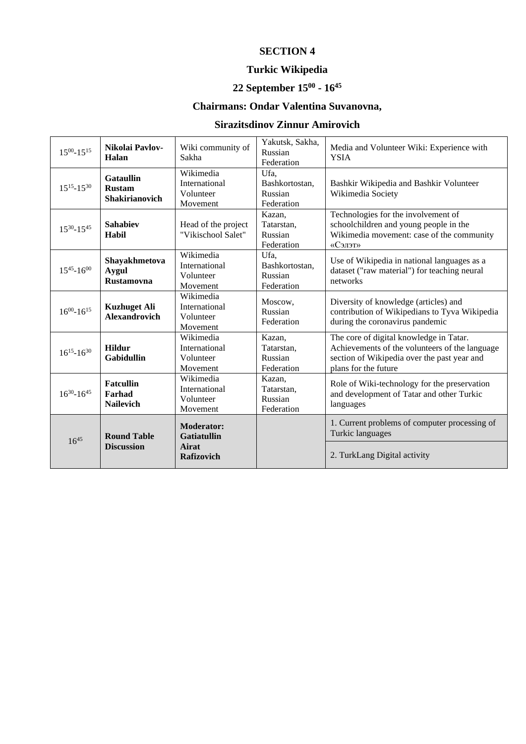# SECTION 4

## Turkic Wikipedia

### 22 September $15^{00}$ - $16^{45}$

### Chairmans: Ondar Valentina Suvanovna,

### Sirazitsdinov Zinnur Amirovich

| | | | | |
|---|---|---|---|---|
| $15^{00}$-$15^{15}$ | **Nikolai Pavlov-Halan** | Wiki community of Sakha | Yakutsk, Sakha, Russian Federation | Media and Volunteer Wiki: Experience with YSIA |
| $15^{15}$-$15^{30}$ | **Gataullin Rustam Shakirianovich** | Wikimedia International Volunteer Movement | Ufa, Bashkortostan, Russian Federation | Bashkir Wikipedia and Bashkir Volunteer Wikimedia Society |
| $15^{30}$-$15^{45}$ | **Sahabiev Habil** | Head of the project "Vikischool Salet" | Kazan, Tatarstan, Russian Federation | Technologies for the involvement of schoolchildren and young people in the Wikimedia movement: case of the community «Сэлэт» |
| $15^{45}$-$16^{00}$ | **Shayakhmetova Aygul Rustamovna** | Wikimedia International Volunteer Movement | Ufa, Bashkortostan, Russian Federation | Use of Wikipedia in national languages as a dataset ("raw material") for teaching neural networks |
| $16^{00}$-$16^{15}$ | **Kuzhuget Ali Alexandrovich** | Wikimedia International Volunteer Movement | Moscow, Russian Federation | Diversity of knowledge (articles) and contribution of Wikipedians to Tyva Wikipedia during the coronavirus pandemic |
| $16^{15}$-$16^{30}$ | **Hildur Gabidullin** | Wikimedia International Volunteer Movement | Kazan, Tatarstan, Russian Federation | The core of digital knowledge in Tatar. Achievements of the volunteers of the language section of Wikipedia over the past year and plans for the future |
| $16^{30}$-$16^{45}$ | **Fatcullin Farhad Nailevich** | Wikimedia International Volunteer Movement | Kazan, Tatarstan, Russian Federation | Role of Wiki-technology for the preservation and development of Tatar and other Turkic languages |
| $16^{45}$ | **Round Table Discussion** | **Moderator: Gatiatullin Airat Rafizovich** | | 1. Current problems of computer processing of Turkic languages<br>2. TurkLang Digital activity |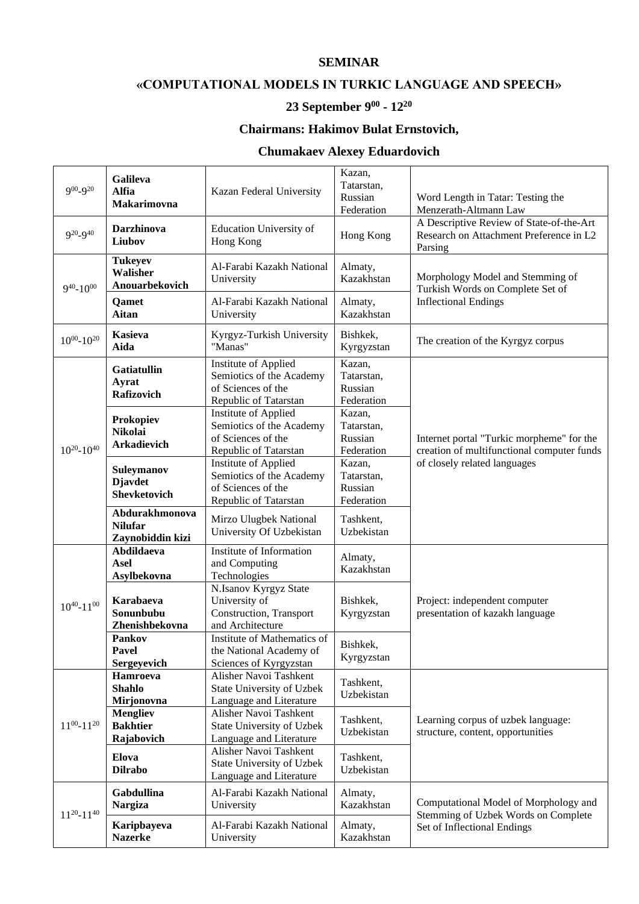**SEMINAR**

**«COMPUTATIONAL MODELS IN TURKIC LANGUAGE AND SPEECH»**

**23 September $9^{00}$ - $12^{20}$**

**Chairmans: Hakimov Bulat Ernstovich,**

**Chumakaev Alexey Eduardovich**

| Time | Name | Organization | Location | Title |
|---|---|---|---|---|
| $9^{00}$-$9^{20}$ | **Galileva Alfia Makarimovna** | Kazan Federal University | Kazan, Tatarstan, Russian Federation | Word Length in Tatar: Testing the Menzerath-Altmann Law |
| $9^{20}$-$9^{40}$ | **Darzhinova Liubov** | Education University of Hong Kong | Hong Kong | A Descriptive Review of State-of-the-Art Research on Attachment Preference in L2 Parsing |
| $9^{40}$-$10^{00}$ | **Tukeyev Walisher Anouarbekovich** | Al-Farabi Kazakh National University | Almaty, Kazakhstan | Morphology Model and Stemming of Turkish Words on Complete Set of Inflectional Endings |
| | **Qamet Aitan** | Al-Farabi Kazakh National University | Almaty, Kazakhstan | |
| $10^{00}$-$10^{20}$ | **Kasieva Aida** | Kyrgyz-Turkish University "Manas" | Bishkek, Kyrgyzstan | The creation of the Kyrgyz corpus |
| $10^{20}$-$10^{40}$ | **Gatiatullin Ayrat Rafizovich** | Institute of Applied Semiotics of the Academy of Sciences of the Republic of Tatarstan | Kazan, Tatarstan, Russian Federation | Internet portal "Turkic morpheme" for the creation of multifunctional computer funds of closely related languages |
| | **Prokopiev Nikolai Arkadievich** | Institute of Applied Semiotics of the Academy of Sciences of the Republic of Tatarstan | Kazan, Tatarstan, Russian Federation | |
| | **Suleymanov Djavdet Shevketovich** | Institute of Applied Semiotics of the Academy of Sciences of the Republic of Tatarstan | Kazan, Tatarstan, Russian Federation | |
| | **Abdurakhmonova Nilufar Zaynobiddin kizi** | Mirzo Ulugbek National University Of Uzbekistan | Tashkent, Uzbekistan | |
| $10^{40}$-$11^{00}$ | **Abdildaeva Asel Asylbekovna** | Institute of Information and Computing Technologies | Almaty, Kazakhstan | Project: independent computer presentation of kazakh language |
| | **Karabaeva Sonunbubu Zhenishbekovna** | N.Isanov Kyrgyz State University of Construction, Transport and Architecture | Bishkek, Kyrgyzstan | |
| | **Pankov Pavel Sergeyevich** | Institute of Mathematics of the National Academy of Sciences of Kyrgyzstan | Bishkek, Kyrgyzstan | |
| $11^{00}$-$11^{20}$ | **Hamroeva Shahlo Mirjonovna** | Alisher Navoi Tashkent State University of Uzbek Language and Literature | Tashkent, Uzbekistan | Learning corpus of uzbek language: structure, content, opportunities |
| | **Mengliev Bakhtier Rajabovich** | Alisher Navoi Tashkent State University of Uzbek Language and Literature | Tashkent, Uzbekistan | |
| | **Elova Dilrabo** | Alisher Navoi Tashkent State University of Uzbek Language and Literature | Tashkent, Uzbekistan | |
| $11^{20}$-$11^{40}$ | **Gabdullina Nargiza** | Al-Farabi Kazakh National University | Almaty, Kazakhstan | Computational Model of Morphology and Stemming of Uzbek Words on Complete Set of Inflectional Endings |
| | **Karipbayeva Nazerke** | Al-Farabi Kazakh National University | Almaty, Kazakhstan | |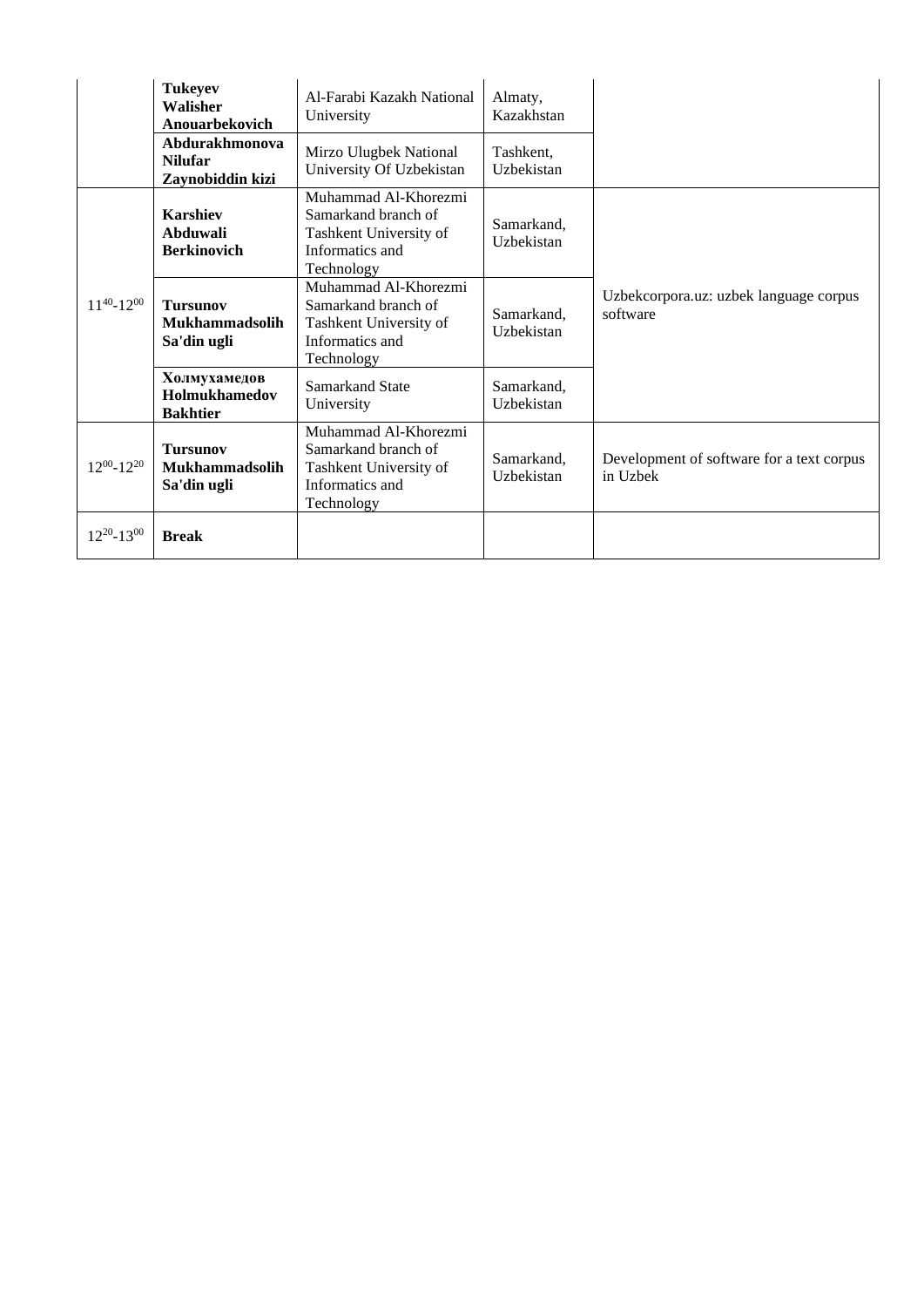| | | | | |
|---|---|---|---|---|
| | **Tukeyev Walisher Anouarbekovich** | Al-Farabi Kazakh National University | Almaty, Kazakhstan | |
| | **Abdurakhmonova Nilufar Zaynobiddin kizi** | Mirzo Ulugbek National University Of Uzbekistan | Tashkent, Uzbekistan | |
| $11^{40}$-$12^{00}$ | **Karshiev Abduwali Berkinovich** | Muhammad Al-Khorezmi Samarkand branch of Tashkent University of Informatics and Technology | Samarkand, Uzbekistan | Uzbekcorpora.uz: uzbek language corpus software |
| | **Tursunov Mukhammadsolih Sa'din ugli** | Muhammad Al-Khorezmi Samarkand branch of Tashkent University of Informatics and Technology | Samarkand, Uzbekistan | |
| | **Холмухамедов Holmukhamedov Bakhtier** | Samarkand State University | Samarkand, Uzbekistan | |
| $12^{00}$-$12^{20}$ | **Tursunov Mukhammadsolih Sa'din ugli** | Muhammad Al-Khorezmi Samarkand branch of Tashkent University of Informatics and Technology | Samarkand, Uzbekistan | Development of software for a text corpus in Uzbek |
| $12^{20}$-$13^{00}$ | **Break** | | | |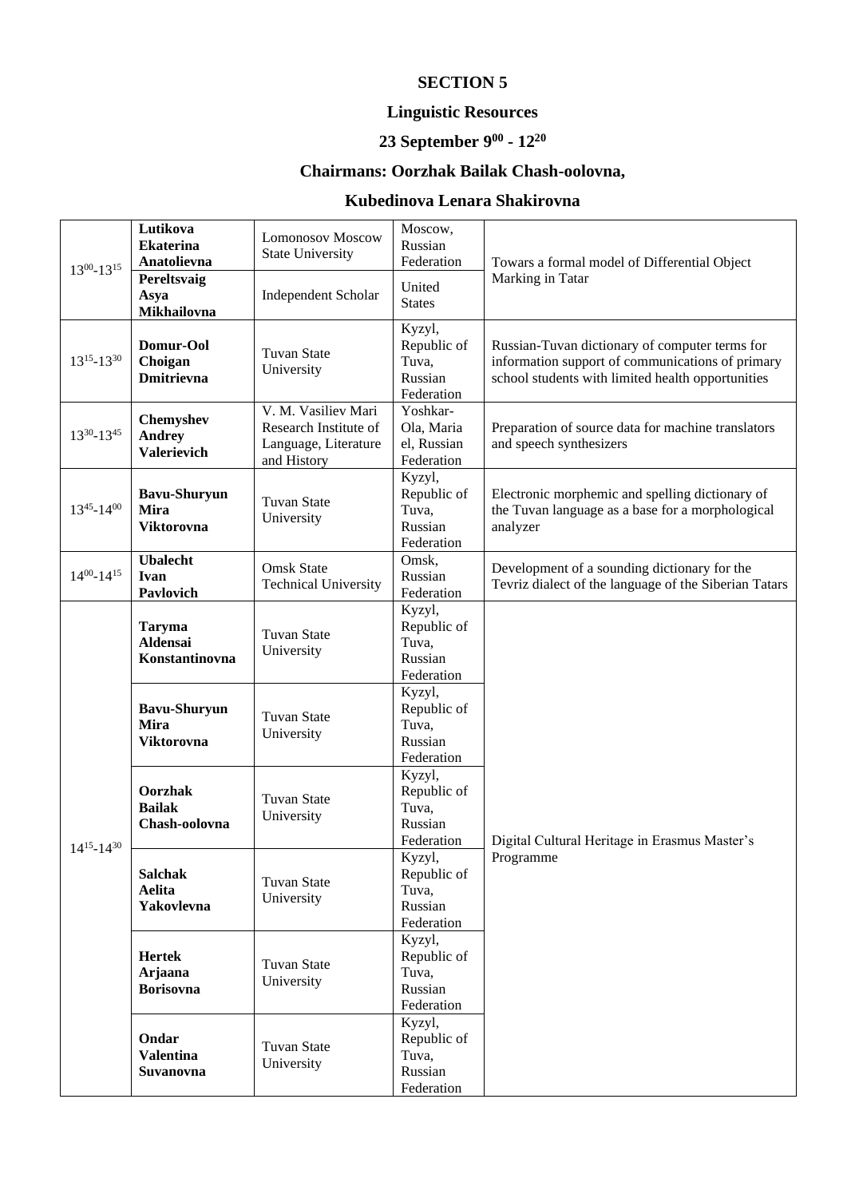**SECTION 5**

**Linguistic Resources**

**23 September 9[00] - 12[20]**

**Chairmans: Oorzhak Bailak Chash-oolovna,**

**Kubedinova Lenara Shakirovna**

| Time | Name | Organization | Location | Title |
|---|---|---|---|---|
| 13[00]-13[15] | **Lutikova Ekaterina Anatolievna** | Lomonosov Moscow State University | Moscow, Russian Federation | Towars a formal model of Differential Object Marking in Tatar |
| | **Pereltsvaig Asya Mikhailovna** | Independent Scholar | United States | |
| 13[15]-13[30] | **Domur-Ool Choigan Dmitrievna** | Tuvan State University | Kyzyl, Republic of Tuva, Russian Federation | Russian-Tuvan dictionary of computer terms for information support of communications of primary school students with limited health opportunities |
| 13[30]-13[45] | **Chemyshev Andrey Valerievich** | V. M. Vasiliev Mari Research Institute of Language, Literature and History | Yoshkar-Ola, Maria el, Russian Federation | Preparation of source data for machine translators and speech synthesizers |
| 13[45]-14[00] | **Bavu-Shuryun Mira Viktorovna** | Tuvan State University | Kyzyl, Republic of Tuva, Russian Federation | Electronic morphemic and spelling dictionary of the Tuvan language as a base for a morphological analyzer |
| 14[00]-14[15] | **Ubalecht Ivan Pavlovich** | Omsk State Technical University | Omsk, Russian Federation | Development of a sounding dictionary for the Tevriz dialect of the language of the Siberian Tatars |
| 14[15]-14[30] | **Taryma Aldensai Konstantinovna** | Tuvan State University | Kyzyl, Republic of Tuva, Russian Federation | Digital Cultural Heritage in Erasmus Master's Programme |
| | **Bavu-Shuryun Mira Viktorovna** | Tuvan State University | Kyzyl, Republic of Tuva, Russian Federation | |
| | **Oorzhak Bailak Chash-oolovna** | Tuvan State University | Kyzyl, Republic of Tuva, Russian Federation | |
| | **Salchak Aelita Yakovlevna** | Tuvan State University | Kyzyl, Republic of Tuva, Russian Federation | |
| | **Hertek Arjaana Borisovna** | Tuvan State University | Kyzyl, Republic of Tuva, Russian Federation | |
| | **Ondar Valentina Suvanovna** | Tuvan State University | Kyzyl, Republic of Tuva, Russian Federation | |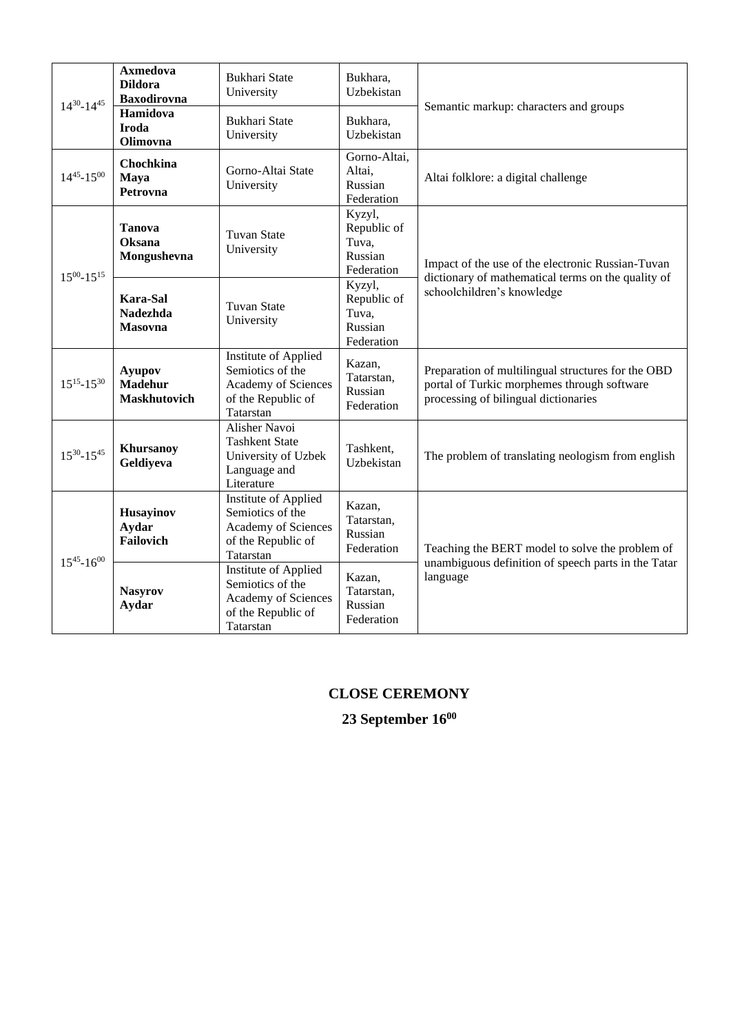| | | | | |
|---|---|---|---|---|
| $14^{30}$-$14^{45}$ | **Axmedova Dildora Baxodirovna** | Bukhari State University | Bukhara, Uzbekistan | Semantic markup: characters and groups |
| | **Hamidova Iroda Olimovna** | Bukhari State University | Bukhara, Uzbekistan | |
| $14^{45}$-$15^{00}$ | **Chochkina Maya Petrovna** | Gorno-Altai State University | Gorno-Altai, Altai, Russian Federation | Altai folklore: a digital challenge |
| $15^{00}$-$15^{15}$ | **Tanova Oksana Mongushevna** | Tuvan State University | Kyzyl, Republic of Tuva, Russian Federation | Impact of the use of the electronic Russian-Tuvan dictionary of mathematical terms on the quality of schoolchildren's knowledge |
| | **Kara-Sal Nadezhda Masovna** | Tuvan State University | Kyzyl, Republic of Tuva, Russian Federation | |
| $15^{15}$-$15^{30}$ | **Ayupov Madehur Maskhutovich** | Institute of Applied Semiotics of the Academy of Sciences of the Republic of Tatarstan | Kazan, Tatarstan, Russian Federation | Preparation of multilingual structures for the OBD portal of Turkic morphemes through software processing of bilingual dictionaries |
| $15^{30}$-$15^{45}$ | **Khursanoy Geldiyeva** | Alisher Navoi Tashkent State University of Uzbek Language and Literature | Tashkent, Uzbekistan | The problem of translating neologism from english |
| $15^{45}$-$16^{00}$ | **Husayinov Aydar Failovich** | Institute of Applied Semiotics of the Academy of Sciences of the Republic of Tatarstan | Kazan, Tatarstan, Russian Federation | Teaching the BERT model to solve the problem of unambiguous definition of speech parts in the Tatar language |
| | **Nasyrov Aydar** | Institute of Applied Semiotics of the Academy of Sciences of the Republic of Tatarstan | Kazan, Tatarstan, Russian Federation | |

**CLOSE CEREMONY**

**23 September $16^{00}$**